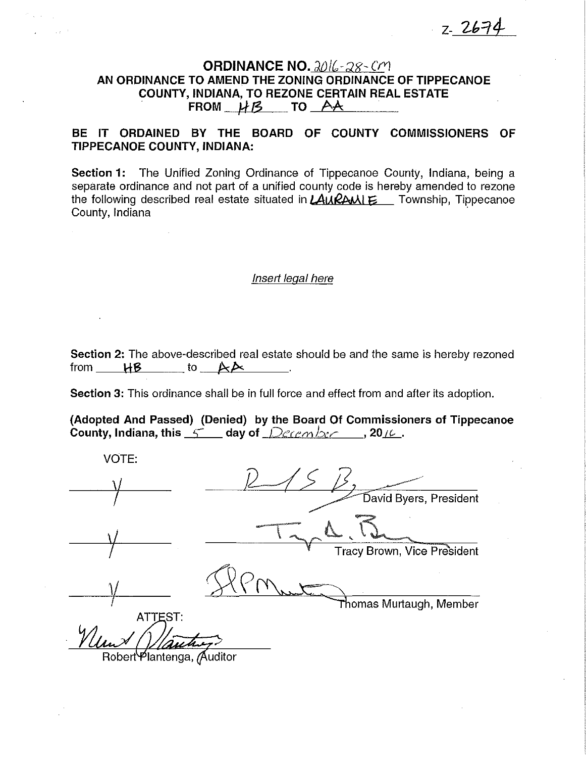Z-2674

# ORDINANCE NO. 2016-28-CM

## AN ORDINANCE TO AMEND THE ZONING ORDINANCE OF TIPPECANOE COUNTY, INDIANA, TO REZONE CERTAIN REAL ESTATE FROM HB TO AA

**BE IT ORDAINED BY THE BOARD OF COUNTY COMMISSIONERS OF TIPPECANOE COUNTY, INDIANA:**

**Section 1:** The Unified Zoning Ordinance of Tippecanoe County, Indiana, being a separate ordinance and not part of a unified county code is hereby amended to rezone the following described real estate situated in LAURAMIE Township, Tippecanoe County, Indiana

*Insert legal here*

**Section 2:** The above-described real estate should be and the same is hereby rezoned from HB to AA.

**Section 3:** This ordinance shall be in full force and effect from and after its adoption.

**(Adopted And Passed) (Denied) by the Board Of Commissioners of Tippecanoe County, Indiana, this 5 day of December, 2016.**

VOTE:

| Vote | Signature |
|---|---|
| Y | David Byers, President |
| Y | Tracy Brown, Vice President |
| Y | Thomas Murtaugh, Member |

ATTEST:

Robert Plantenga, Auditor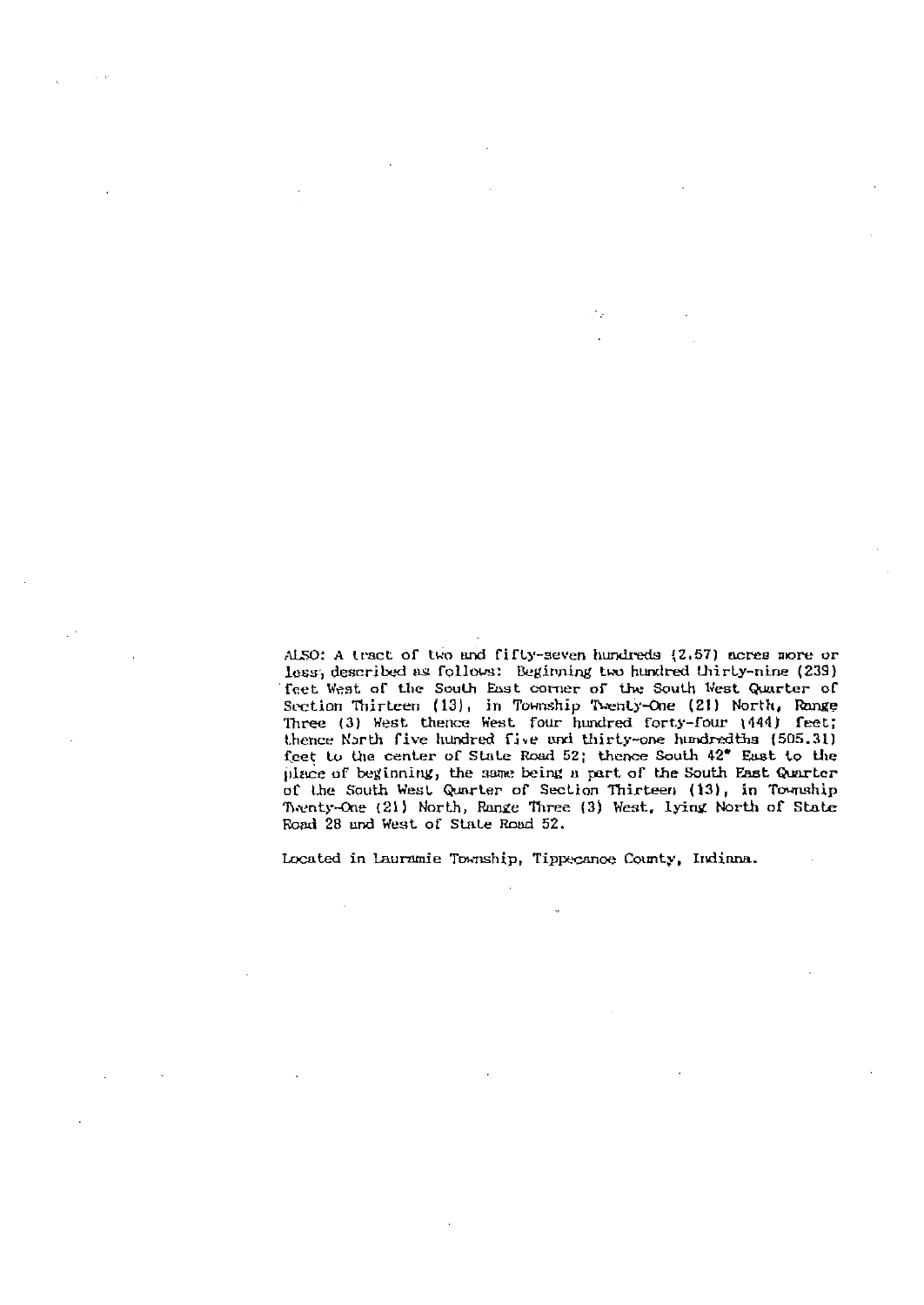ALSO: A tract of two and fifty-seven hundreds (2.57) acres more or less, described as follows: Beginning two hundred thirty-nine (239) feet West of the South East corner of the South West Quarter of Section Thirteen (13), in Township Twenty-One (21) North, Range Three (3) West thence West four hundred forty-four (444) feet; thence North five hundred five and thirty-one hundredths (505.31) feet to the center of State Road 52; thence South 42° East to the place of beginning, the same being a part of the South East Quarter of the South West Quarter of Section Thirteen (13), in Township Twenty-One (21) North, Range Three (3) West, lying North of State Road 28 and West of State Road 52.

Located in Lauramie Township, Tippecanoe County, Indiana.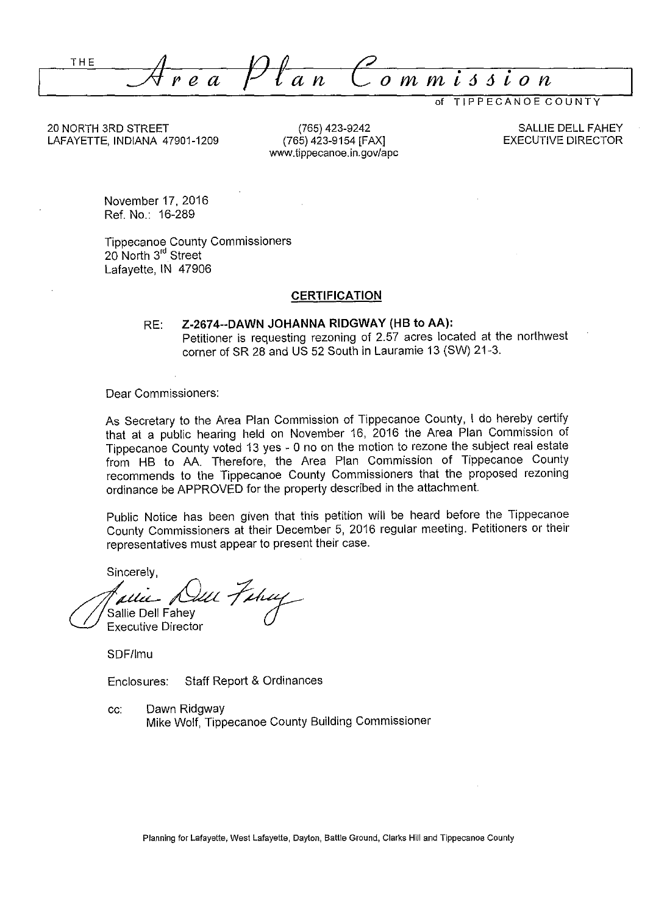THE

# Area Plan Commission

of TIPPECANOE COUNTY

20 NORTH 3RD STREET
LAFAYETTE, INDIANA 47901-1209

(765) 423-9242
(765) 423-9154 [FAX]
www.tippecanoe.in.gov/apc

SALLIE DELL FAHEY
EXECUTIVE DIRECTOR

November 17, 2016
Ref. No.: 16-289

Tippecanoe County Commissioners
20 North 3rd Street
Lafayette, IN 47906

**CERTIFICATION**

RE: **Z-2674--DAWN JOHANNA RIDGWAY (HB to AA):**
Petitioner is requesting rezoning of 2.57 acres located at the northwest corner of SR 28 and US 52 South in Lauramie 13 (SW) 21-3.

Dear Commissioners:

As Secretary to the Area Plan Commission of Tippecanoe County, I do hereby certify that at a public hearing held on November 16, 2016 the Area Plan Commission of Tippecanoe County voted 13 yes - 0 no on the motion to rezone the subject real estate from HB to AA. Therefore, the Area Plan Commission of Tippecanoe County recommends to the Tippecanoe County Commissioners that the proposed rezoning ordinance be APPROVED for the property described in the attachment.

Public Notice has been given that this petition will be heard before the Tippecanoe County Commissioners at their December 5, 2016 regular meeting. Petitioners or their representatives must appear to present their case.

Sincerely,

Sallie Dell Fahey
Executive Director

SDF/lmu

Enclosures: Staff Report & Ordinances

cc: Dawn Ridgway
Mike Wolf, Tippecanoe County Building Commissioner

Planning for Lafayette, West Lafayette, Dayton, Battle Ground, Clarks Hill and Tippecanoe County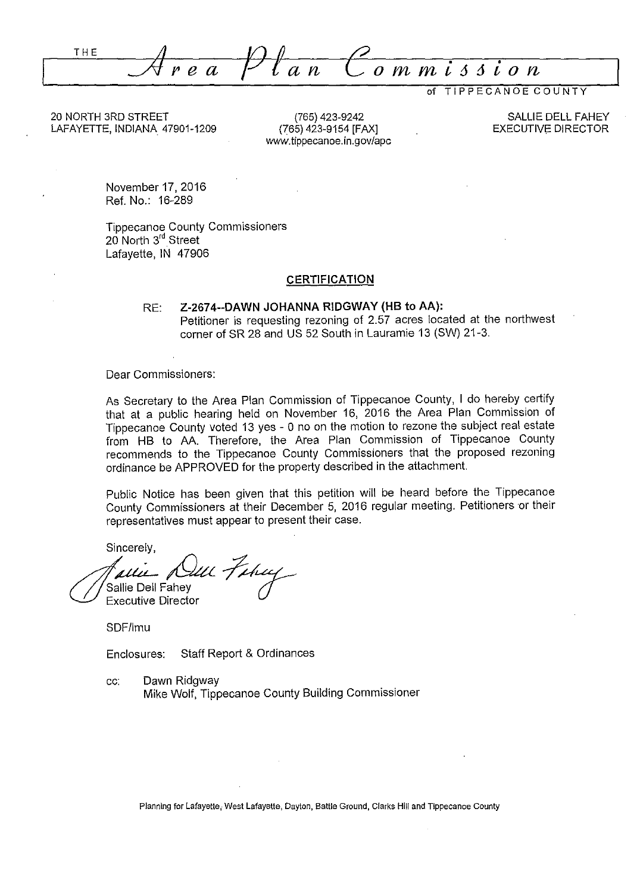# THE *Area Plan Commission*

of TIPPECANOE COUNTY

20 NORTH 3RD STREET
LAFAYETTE, INDIANA 47901-1209

(765) 423-9242
(765) 423-9154 [FAX]
www.tippecanoe.in.gov/apc

SALLIE DELL FAHEY
EXECUTIVE DIRECTOR

November 17, 2016
Ref. No.: 16-289

Tippecanoe County Commissioners
20 North 3rd Street
Lafayette, IN 47906

## CERTIFICATION

RE: **Z-2674--DAWN JOHANNA RIDGWAY (HB to AA):**
Petitioner is requesting rezoning of 2.57 acres located at the northwest corner of SR 28 and US 52 South in Lauramie 13 (SW) 21-3.

Dear Commissioners:

As Secretary to the Area Plan Commission of Tippecanoe County, I do hereby certify that at a public hearing held on November 16, 2016 the Area Plan Commission of Tippecanoe County voted 13 yes - 0 no on the motion to rezone the subject real estate from HB to AA. Therefore, the Area Plan Commission of Tippecanoe County recommends to the Tippecanoe County Commissioners that the proposed rezoning ordinance be APPROVED for the property described in the attachment.

Public Notice has been given that this petition will be heard before the Tippecanoe County Commissioners at their December 5, 2016 regular meeting. Petitioners or their representatives must appear to present their case.

Sincerely,

Sallie Dell Fahey
Executive Director

SDF/lmu

Enclosures: Staff Report & Ordinances

cc: Dawn Ridgway
Mike Wolf, Tippecanoe County Building Commissioner

Planning for Lafayette, West Lafayette, Dayton, Battle Ground, Clarks Hill and Tippecanoe County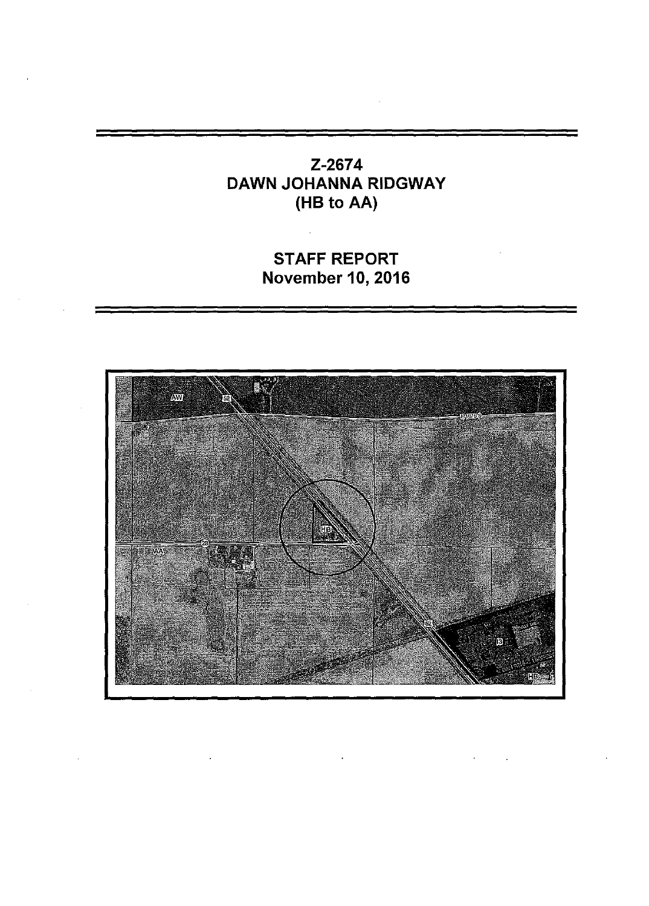# Z-2674
# DAWN JOHANNA RIDGWAY
# (HB to AA)

## STAFF REPORT
## November 10, 2016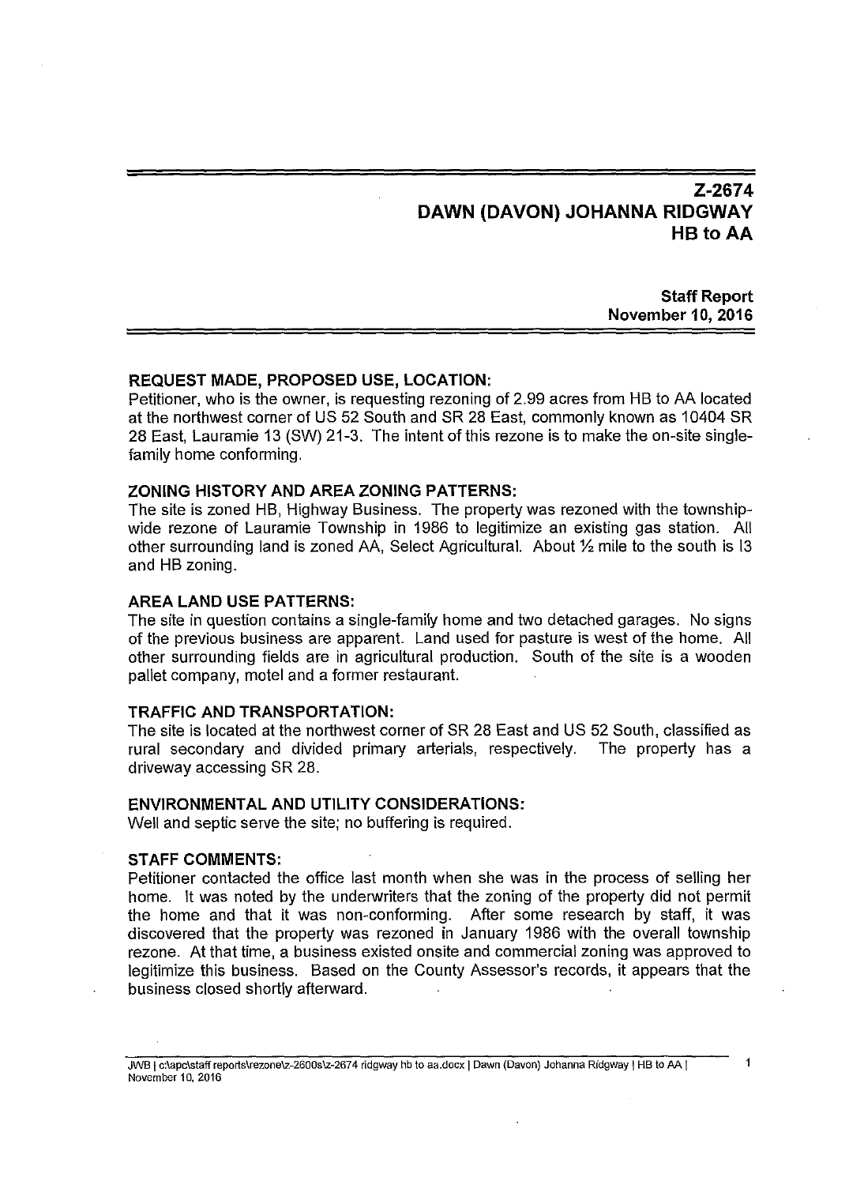# Z-2674
# DAWN (DAVON) JOHANNA RIDGWAY
# HB to AA

**Staff Report**
**November 10, 2016**

### REQUEST MADE, PROPOSED USE, LOCATION:

Petitioner, who is the owner, is requesting rezoning of 2.99 acres from HB to AA located at the northwest corner of US 52 South and SR 28 East, commonly known as 10404 SR 28 East, Lauramie 13 (SW) 21-3. The intent of this rezone is to make the on-site single-family home conforming.

### ZONING HISTORY AND AREA ZONING PATTERNS:

The site is zoned HB, Highway Business. The property was rezoned with the township-wide rezone of Lauramie Township in 1986 to legitimize an existing gas station. All other surrounding land is zoned AA, Select Agricultural. About ½ mile to the south is I3 and HB zoning.

### AREA LAND USE PATTERNS:

The site in question contains a single-family home and two detached garages. No signs of the previous business are apparent. Land used for pasture is west of the home. All other surrounding fields are in agricultural production. South of the site is a wooden pallet company, motel and a former restaurant.

### TRAFFIC AND TRANSPORTATION:

The site is located at the northwest corner of SR 28 East and US 52 South, classified as rural secondary and divided primary arterials, respectively. The property has a driveway accessing SR 28.

### ENVIRONMENTAL AND UTILITY CONSIDERATIONS:

Well and septic serve the site; no buffering is required.

### STAFF COMMENTS:

Petitioner contacted the office last month when she was in the process of selling her home. It was noted by the underwriters that the zoning of the property did not permit the home and that it was non-conforming. After some research by staff, it was discovered that the property was rezoned in January 1986 with the overall township rezone. At that time, a business existed onsite and commercial zoning was approved to legitimize this business. Based on the County Assessor's records, it appears that the business closed shortly afterward.